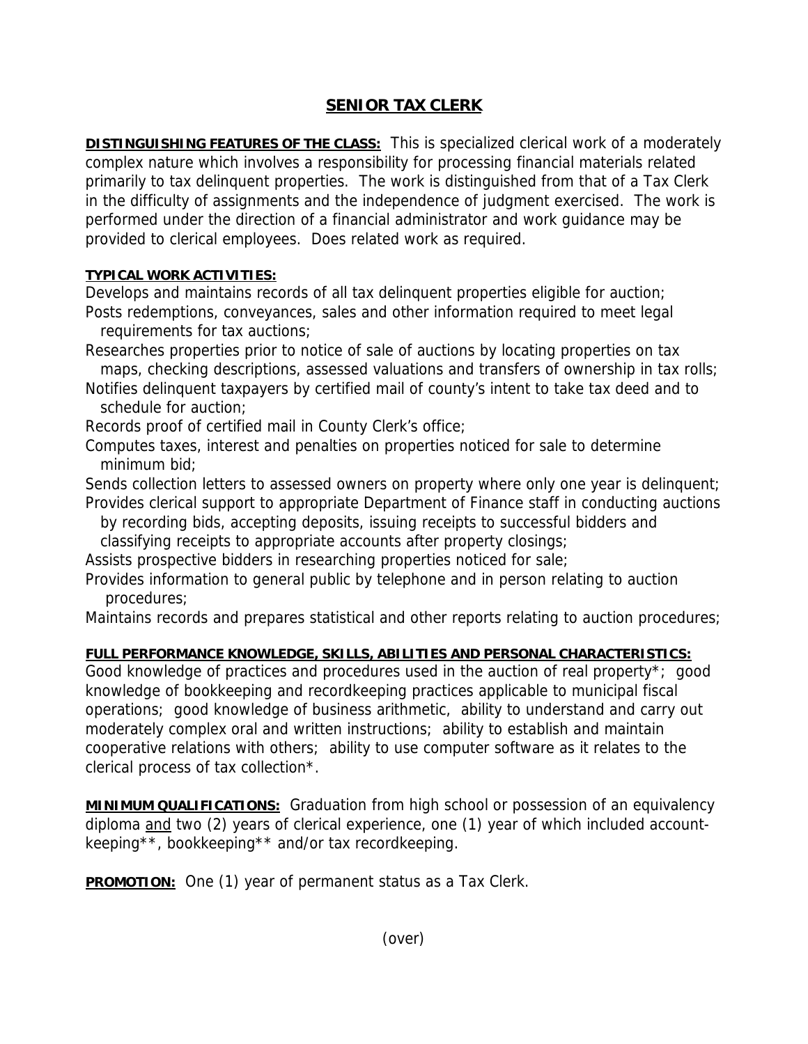# SENIOR TAX CLERK

**DISTINGUISHING FEATURES OF THE CLASS:** This is specialized clerical work of a moderately complex nature which involves a responsibility for processing financial materials related primarily to tax delinquent properties. The work is distinguished from that of a Tax Clerk in the difficulty of assignments and the independence of judgment exercised. The work is performed under the direction of a financial administrator and work guidance may be provided to clerical employees. Does related work as required.

**TYPICAL WORK ACTIVITIES:**

Develops and maintains records of all tax delinquent properties eligible for auction;
Posts redemptions, conveyances, sales and other information required to meet legal requirements for tax auctions;
Researches properties prior to notice of sale of auctions by locating properties on tax maps, checking descriptions, assessed valuations and transfers of ownership in tax rolls;
Notifies delinquent taxpayers by certified mail of county's intent to take tax deed and to schedule for auction;
Records proof of certified mail in County Clerk's office;
Computes taxes, interest and penalties on properties noticed for sale to determine minimum bid;
Sends collection letters to assessed owners on property where only one year is delinquent;
Provides clerical support to appropriate Department of Finance staff in conducting auctions by recording bids, accepting deposits, issuing receipts to successful bidders and classifying receipts to appropriate accounts after property closings;
Assists prospective bidders in researching properties noticed for sale;
Provides information to general public by telephone and in person relating to auction procedures;
Maintains records and prepares statistical and other reports relating to auction procedures;

**FULL PERFORMANCE KNOWLEDGE, SKILLS, ABILITIES AND PERSONAL CHARACTERISTICS:**
Good knowledge of practices and procedures used in the auction of real property*; good knowledge of bookkeeping and recordkeeping practices applicable to municipal fiscal operations; good knowledge of business arithmetic, ability to understand and carry out moderately complex oral and written instructions; ability to establish and maintain cooperative relations with others; ability to use computer software as it relates to the clerical process of tax collection*.

**MINIMUM QUALIFICATIONS:** Graduation from high school or possession of an equivalency diploma and two (2) years of clerical experience, one (1) year of which included account-keeping**, bookkeeping** and/or tax recordkeeping.

**PROMOTION:** One (1) year of permanent status as a Tax Clerk.

(over)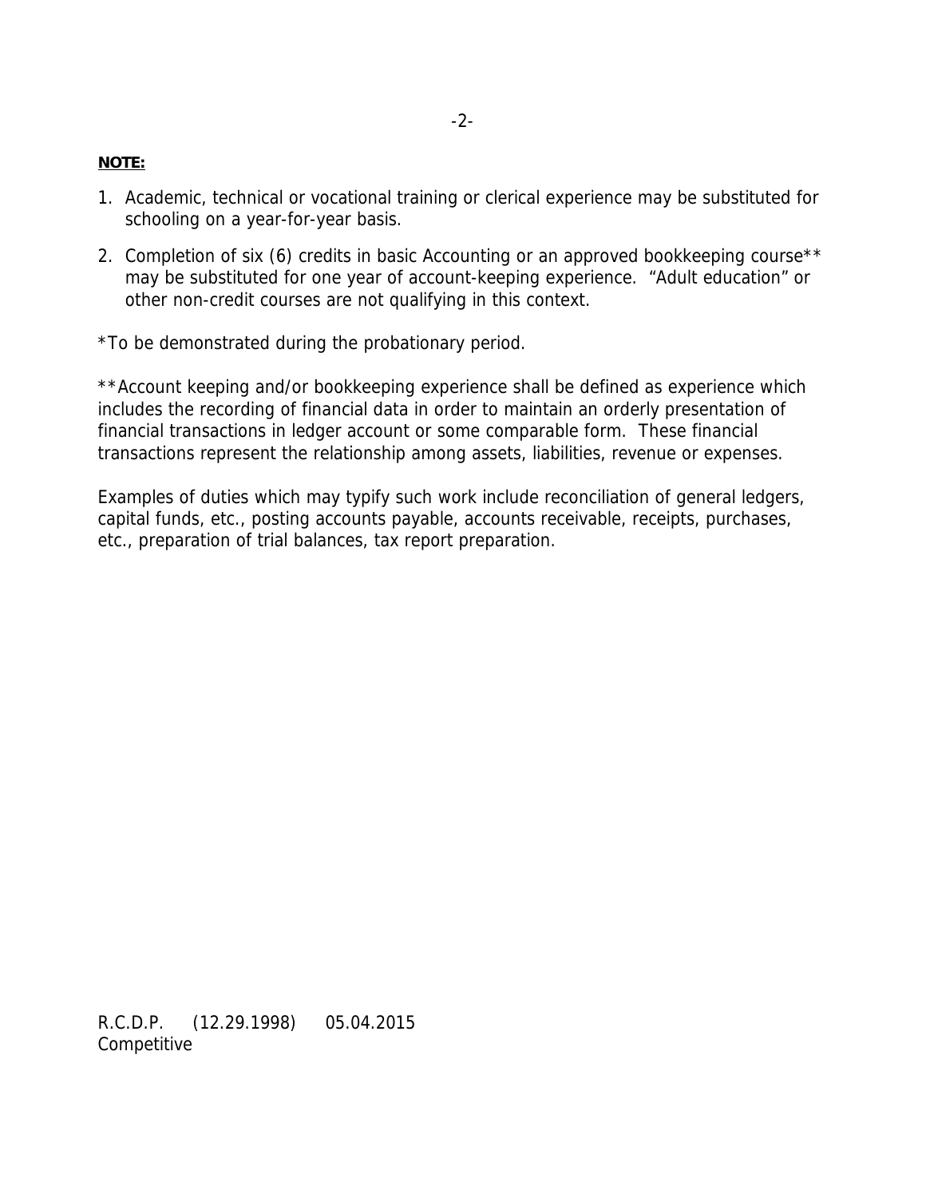**NOTE:**

1. Academic, technical or vocational training or clerical experience may be substituted for schooling on a year-for-year basis.
2. Completion of six (6) credits in basic Accounting or an approved bookkeeping course** may be substituted for one year of account-keeping experience. "Adult education" or other non-credit courses are not qualifying in this context.

*To be demonstrated during the probationary period.

**Account keeping and/or bookkeeping experience shall be defined as experience which includes the recording of financial data in order to maintain an orderly presentation of financial transactions in ledger account or some comparable form. These financial transactions represent the relationship among assets, liabilities, revenue or expenses.

Examples of duties which may typify such work include reconciliation of general ledgers, capital funds, etc., posting accounts payable, accounts receivable, receipts, purchases, etc., preparation of trial balances, tax report preparation.

R.C.D.P. (12.29.1998) 05.04.2015
Competitive